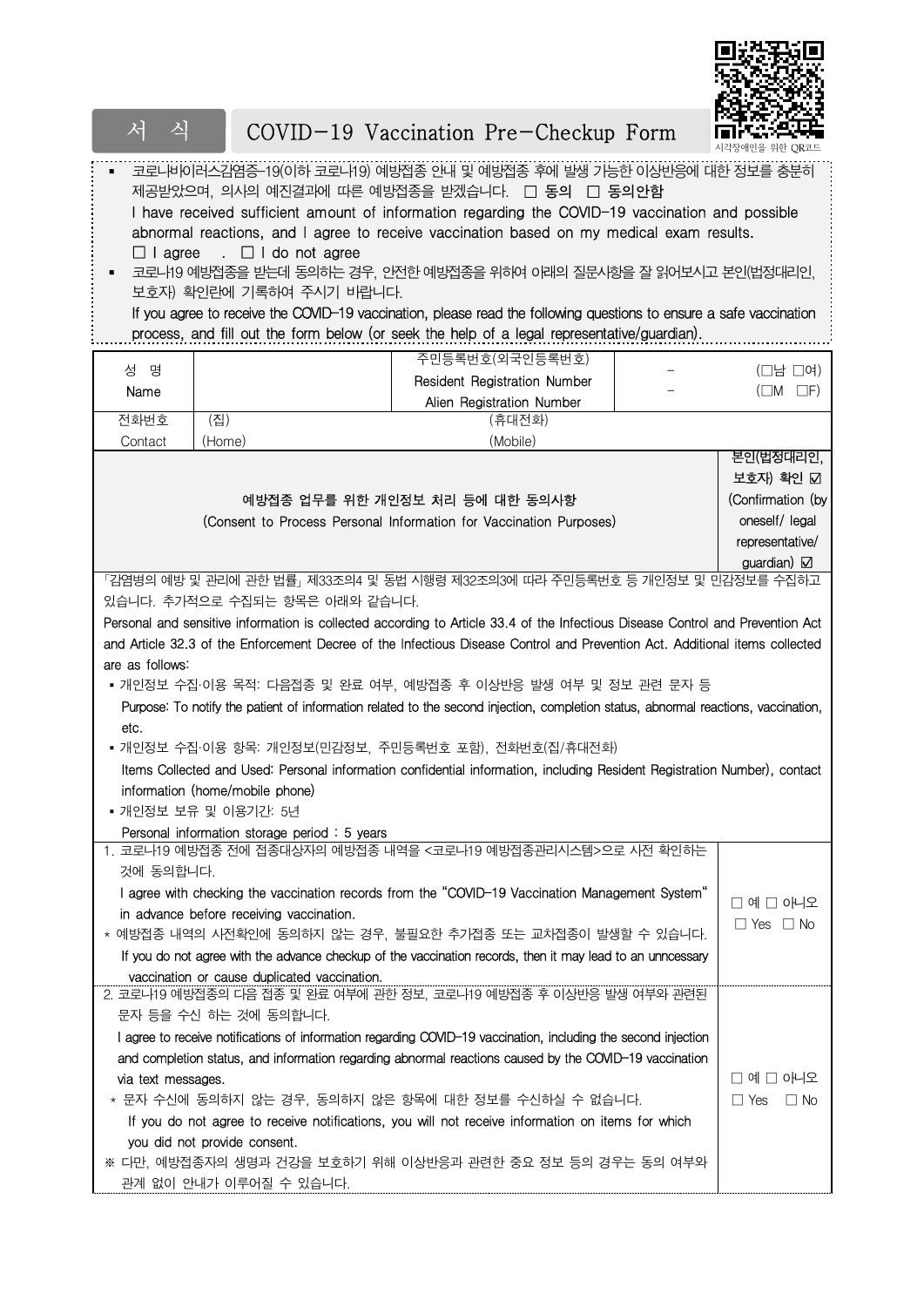# 서 식 COVID-19 Vaccination Pre-Checkup Form

시각장애인을 위한 QR코드

- 코로나바이러스감염증-19(이하 코로나19) 예방접종 안내 및 예방접종 후에 발생 가능한 이상반응에 대한 정보를 충분히 제공받았으며, 의사의 예진결과에 따른 예방접종을 받겠습니다. ☐ **동의** ☐ **동의안함**
  I have received sufficient amount of information regarding the COVID-19 vaccination and possible abnormal reactions, and I agree to receive vaccination based on my medical exam results.
  ☐ I agree . ☐ I do not agree
- 코로나19 예방접종을 받는데 동의하는 경우, 안전한 예방접종을 위하여 아래의 질문사항을 잘 읽어보시고 본인(법정대리인, 보호자) 확인란에 기록하여 주시기 바랍니다.
  If you agree to receive the COVID-19 vaccination, please read the following questions to ensure a safe vaccination process, and fill out the form below (or seek the help of a legal representative/guardian).

| 성 명<br>Name | | 주민등록번호(외국인등록번호)<br>Resident Registration Number<br>Alien Registration Number | –<br>– | (☐남 ☐여)<br>(☐M ☐F) |
|---|---|---|---|---|
| 전화번호<br>Contact | (집)<br>(Home) | (휴대전화)<br>(Mobile) | | |

| **예방접종 업무를 위한 개인정보 처리 등에 대한 동의사항**<br>(Consent to Process Personal Information for Vaccination Purposes) | **본인(법정대리인, 보호자) 확인** ☑<br>(Confirmation (by oneself/ legal representative/ guardian) ☑ |
|---|---|
| 「감염병의 예방 및 관리에 관한 법률」 제33조의4 및 동법 시행령 제32조의3에 따라 주민등록번호 등 개인정보 및 민감정보를 수집하고 있습니다. 추가적으로 수집되는 항목은 아래와 같습니다.<br>Personal and sensitive information is collected according to Article 33.4 of the Infectious Disease Control and Prevention Act and Article 32.3 of the Enforcement Decree of the Infectious Disease Control and Prevention Act. Additional items collected are as follows:<br>▪ 개인정보 수집·이용 목적: 다음접종 및 완료 여부, 예방접종 후 이상반응 발생 여부 및 정보 관련 문자 등<br>Purpose: To notify the patient of information related to the second injection, completion status, abnormal reactions, vaccination, etc.<br>▪ 개인정보 수집·이용 항목: 개인정보(민감정보, 주민등록번호 포함), 전화번호(집/휴대전화)<br>Items Collected and Used: Personal information confidential information, including Resident Registration Number), contact information (home/mobile phone)<br>▪ 개인정보 보유 및 이용기간: 5년<br>Personal information storage period : 5 years | |
| 1. 코로나19 예방접종 전에 접종대상자의 예방접종 내역을 <코로나19 예방접종관리시스템>으로 사전 확인하는 것에 동의합니다.<br>I agree with checking the vaccination records from the "COVID-19 Vaccination Management System" in advance before receiving vaccination.<br>* 예방접종 내역의 사전확인에 동의하지 않는 경우, 불필요한 추가접종 또는 교차접종이 발생할 수 있습니다.<br>If you do not agree with the advance checkup of the vaccination records, then it may lead to an unncessary vaccination or cause duplicated vaccination. | ☐ 예 ☐ 아니오<br>☐ Yes ☐ No |
| 2. 코로나19 예방접종의 다음 접종 및 완료 여부에 관한 정보, 코로나19 예방접종 후 이상반응 발생 여부와 관련된 문자 등을 수신 하는 것에 동의합니다.<br>I agree to receive notifications of information regarding COVID-19 vaccination, including the second injection and completion status, and information regarding abnormal reactions caused by the COVID-19 vaccination via text messages.<br>* 문자 수신에 동의하지 않는 경우, 동의하지 않은 항목에 대한 정보를 수신하실 수 없습니다.<br>If you do not agree to receive notifications, you will not receive information on items for which you did not provide consent.<br>※ 다만, 예방접종자의 생명과 건강을 보호하기 위해 이상반응과 관련한 중요 정보 등의 경우는 동의 여부와 관계 없이 안내가 이루어질 수 있습니다. | ☐ 예 ☐ 아니오<br>☐ Yes ☐ No |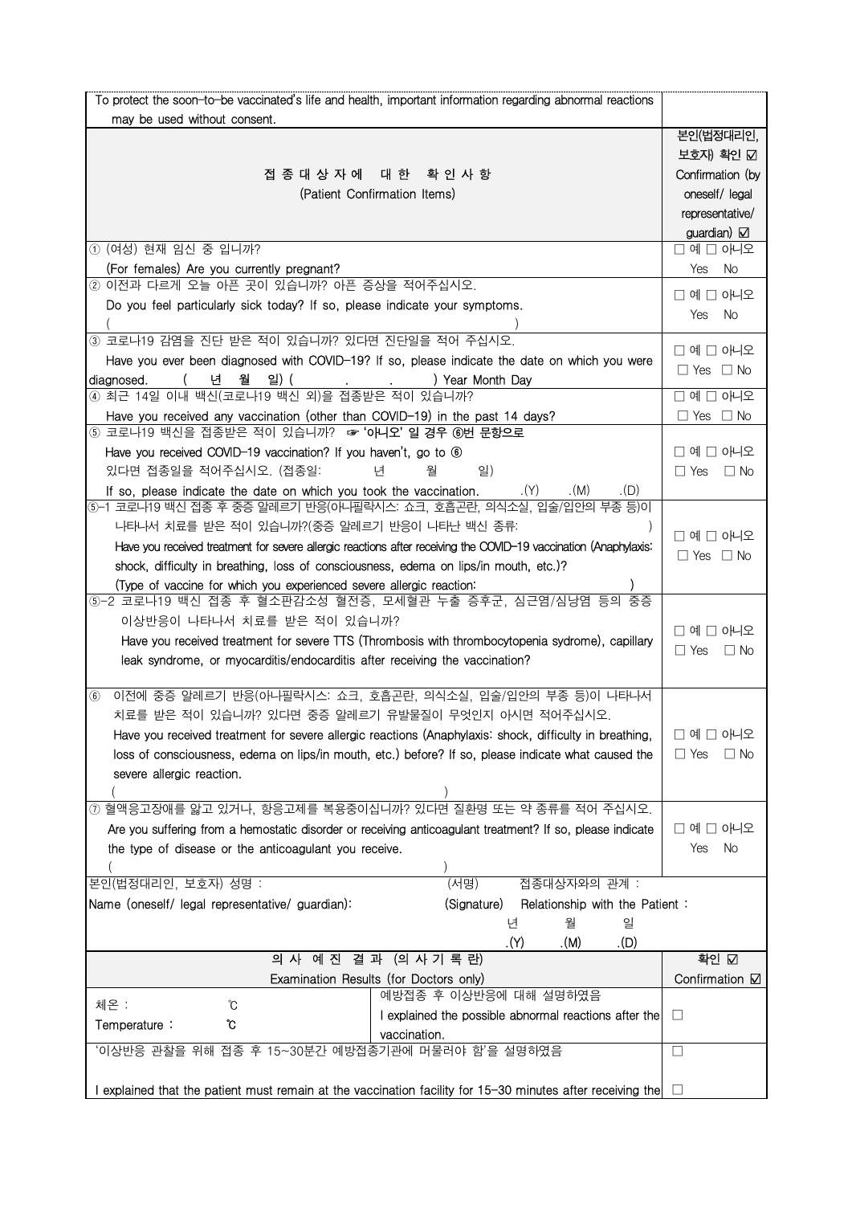| To protect the soon-to-be vaccinated's life and health, important information regarding abnormal reactions may be used without consent. | |
|---|---|
| **접종대상자에 대한 확인사항**<br>(Patient Confirmation Items) | 본인(법정대리인, 보호자) 확인 ☑<br>Confirmation (by oneself/ legal representative/ guardian) ☑ |
| ① (여성) 현재 임신 중 입니까?<br>(For females) Are you currently pregnant? | □ 예 □ 아니오<br>Yes No |
| ② 이전과 다르게 오늘 아픈 곳이 있습니까? 아픈 증상을 적어주십시오.<br>Do you feel particularly sick today? If so, please indicate your symptoms.<br>( ) | □ 예 □ 아니오<br>Yes No |
| ③ 코로나19 감염을 진단 받은 적이 있습니까? 있다면 진단일을 적어 주십시오.<br>Have you ever been diagnosed with COVID-19? If so, please indicate the date on which you were diagnosed. ( 년 월 일) ( . . ) Year Month Day | □ 예 □ 아니오<br>□ Yes □ No |
| ④ 최근 14일 이내 백신(코로나19 백신 외)을 접종받은 적이 있습니까?<br>Have you received any vaccination (other than COVID-19) in the past 14 days? | □ 예 □ 아니오<br>□ Yes □ No |
| ⑤ 코로나19 백신을 접종받은 적이 있습니까? ☞ **'아니오' 일 경우 ⑥번 문항으로**<br>Have you received COVID-19 vaccination? If you haven't, go to ⑥<br>있다면 접종일을 적어주십시오. (접종일: 년 월 일)<br>If so, please indicate the date on which you took the vaccination. .(Y) .(M) .(D) | □ 예 □ 아니오<br>□ Yes □ No |
| ⑤-1 코로나19 백신 접종 후 중증 알레르기 반응(아나필락시스: 쇼크, 호흡곤란, 의식소실, 입술/입안의 부종 등)이 나타나서 치료를 받은 적이 있습니까?(중증 알레르기 반응이 나타난 백신 종류: )<br>Have you received treatment for severe allergic reactions after receiving the COVID-19 vaccination (Anaphylaxis: shock, difficulty in breathing, loss of consciousness, edema on lips/in mouth, etc.)?<br>(Type of vaccine for which you experienced severe allergic reaction: ) | □ 예 □ 아니오<br>□ Yes □ No |
| ⑤-2 코로나19 백신 접종 후 혈소판감소성 혈전증, 모세혈관 누출 증후군, 심근염/심낭염 등의 중증 이상반응이 나타나서 치료를 받은 적이 있습니까?<br>Have you received treatment for severe TTS (Thrombosis with thrombocytopenia sydrome), capillary leak syndrome, or myocarditis/endocarditis after receiving the vaccination? | □ 예 □ 아니오<br>□ Yes □ No |
| ⑥ 이전에 중증 알레르기 반응(아나필락시스: 쇼크, 호흡곤란, 의식소실, 입술/입안의 부종 등)이 나타나서 치료를 받은 적이 있습니까? 있다면 중증 알레르기 유발물질이 무엇인지 아시면 적어주십시오.<br>Have you received treatment for severe allergic reactions (Anaphylaxis: shock, difficulty in breathing, loss of consciousness, edema on lips/in mouth, etc.) before? If so, please indicate what caused the severe allergic reaction.<br>( ) | □ 예 □ 아니오<br>□ Yes □ No |
| ⑦ 혈액응고장애를 앓고 있거나, 항응고제를 복용중이십니까? 있다면 질환명 또는 약 종류를 적어 주십시오.<br>Are you suffering from a hemostatic disorder or receiving anticoagulant treatment? If so, please indicate the type of disease or the anticoagulant you receive.<br>( ) | □ 예 □ 아니오<br>Yes No |
| 본인(법정대리인, 보호자) 성명 : (서명) 접종대상자와의 관계 :<br>Name (oneself/ legal representative/ guardian): (Signature) Relationship with the Patient :<br>년 월 일<br>.(Y) .(M) .(D) | |

| **의사 예진 결과 (의사기록란)**<br>Examination Results (for Doctors only) | | 확인 ☑<br>Confirmation ☑ |
|---|---|---|
| 체온 : ℃<br>Temperature : ℃ | 예방접종 후 이상반응에 대해 설명하였음<br>I explained the possible abnormal reactions after the vaccination. | □ |
| '이상반응 관찰을 위해 접종 후 15~30분간 예방접종기관에 머물러야 함'을 설명하였음 | | □ |
| I explained that the patient must remain at the vaccination facility for 15-30 minutes after receiving the | | □ |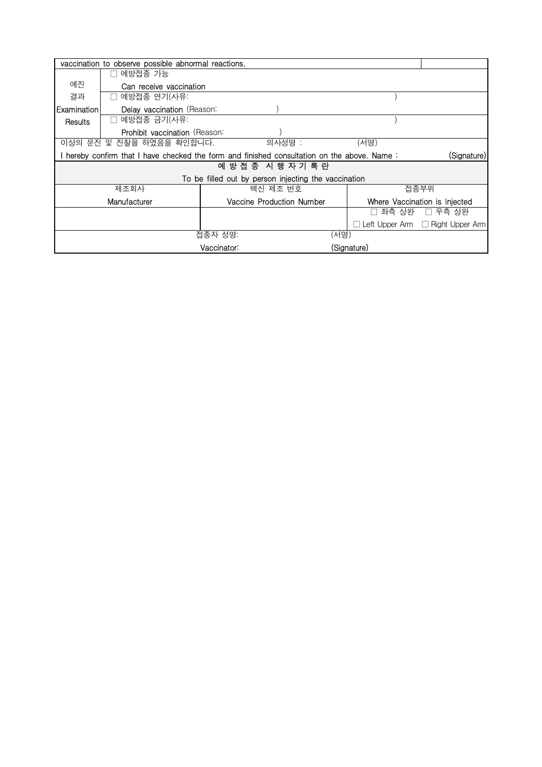| | | | |
|---|---|---|---|
| vaccination to observe possible abnormal reactions. | | | |
| 예진 결과 Examination Results | □ 예방접종 가능 Can receive vaccination | | |
| | □ 예방접종 연기(사유: ) Delay vaccination (Reason: ) | | |
| | □ 예방접종 금기(사유: ) Prohibit vaccination (Reason: ) | | |
| 이상의 문진 및 진찰을 하였음을 확인합니다. 의사성명 : (서명) I hereby confirm that I have checked the form and finished consultation on the above. Name : (Signature) | | | |

| | | |
|---|---|---|
| **예 방 접 종 시 행 자 기 록 란** To be filled out by person injecting the vaccination | | |
| 제조회사 Manufacturer | 백신 제조 번호 Vaccine Production Number | 접종부위 Where Vaccination is Injected |
| | | □ 좌측 상완 □ 우측 상완 □ Left Upper Arm □ Right Upper Arm |
| 접종자 성명: (서명) Vaccinator: (Signature) | | |